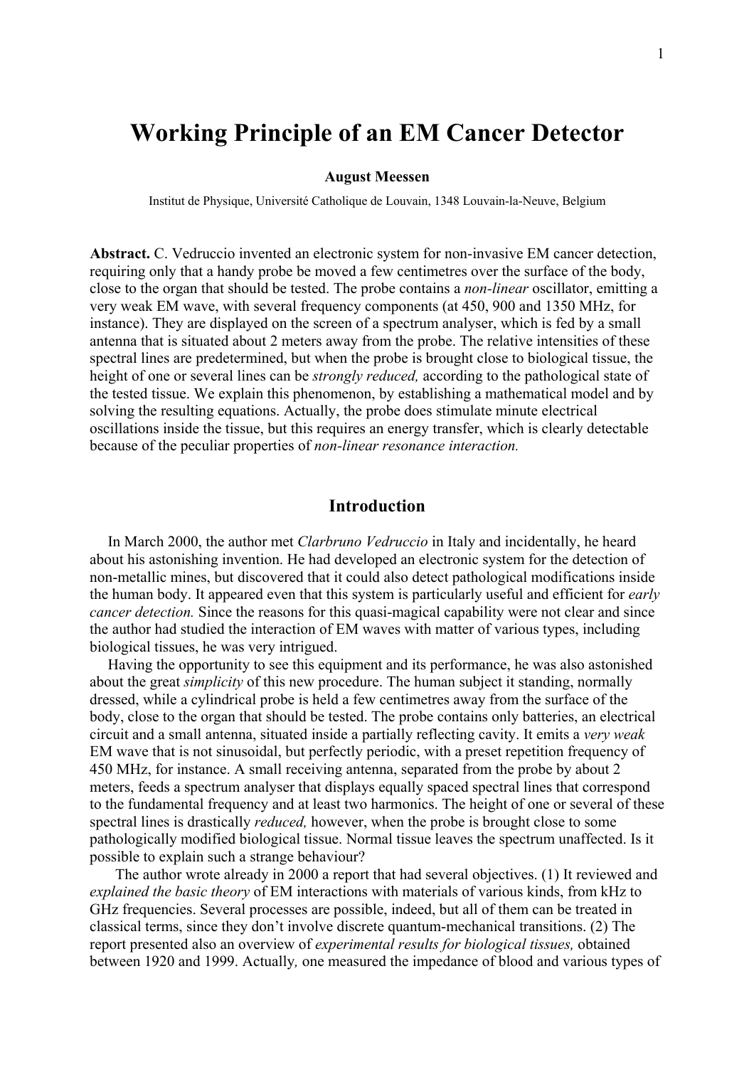# Working Principle of an EM Cancer Detector

**August Meessen**

Institut de Physique, Université Catholique de Louvain, 1348 Louvain-la-Neuve, Belgium

**Abstract.** C. Vedruccio invented an electronic system for non-invasive EM cancer detection, requiring only that a handy probe be moved a few centimetres over the surface of the body, close to the organ that should be tested. The probe contains a *non-linear* oscillator, emitting a very weak EM wave, with several frequency components (at 450, 900 and 1350 MHz, for instance). They are displayed on the screen of a spectrum analyser, which is fed by a small antenna that is situated about 2 meters away from the probe. The relative intensities of these spectral lines are predetermined, but when the probe is brought close to biological tissue, the height of one or several lines can be *strongly reduced,* according to the pathological state of the tested tissue. We explain this phenomenon, by establishing a mathematical model and by solving the resulting equations. Actually, the probe does stimulate minute electrical oscillations inside the tissue, but this requires an energy transfer, which is clearly detectable because of the peculiar properties of *non-linear resonance interaction.*

## Introduction

In March 2000, the author met *Clarbruno Vedruccio* in Italy and incidentally, he heard about his astonishing invention. He had developed an electronic system for the detection of non-metallic mines, but discovered that it could also detect pathological modifications inside the human body. It appeared even that this system is particularly useful and efficient for *early cancer detection.* Since the reasons for this quasi-magical capability were not clear and since the author had studied the interaction of EM waves with matter of various types, including biological tissues, he was very intrigued.

Having the opportunity to see this equipment and its performance, he was also astonished about the great *simplicity* of this new procedure. The human subject it standing, normally dressed, while a cylindrical probe is held a few centimetres away from the surface of the body, close to the organ that should be tested. The probe contains only batteries, an electrical circuit and a small antenna, situated inside a partially reflecting cavity. It emits a *very weak* EM wave that is not sinusoidal, but perfectly periodic, with a preset repetition frequency of 450 MHz, for instance. A small receiving antenna, separated from the probe by about 2 meters, feeds a spectrum analyser that displays equally spaced spectral lines that correspond to the fundamental frequency and at least two harmonics. The height of one or several of these spectral lines is drastically *reduced,* however, when the probe is brought close to some pathologically modified biological tissue. Normal tissue leaves the spectrum unaffected. Is it possible to explain such a strange behaviour?

The author wrote already in 2000 a report that had several objectives. (1) It reviewed and *explained the basic theory* of EM interactions with materials of various kinds, from kHz to GHz frequencies. Several processes are possible, indeed, but all of them can be treated in classical terms, since they don't involve discrete quantum-mechanical transitions. (2) The report presented also an overview of *experimental results for biological tissues,* obtained between 1920 and 1999. Actually*,* one measured the impedance of blood and various types of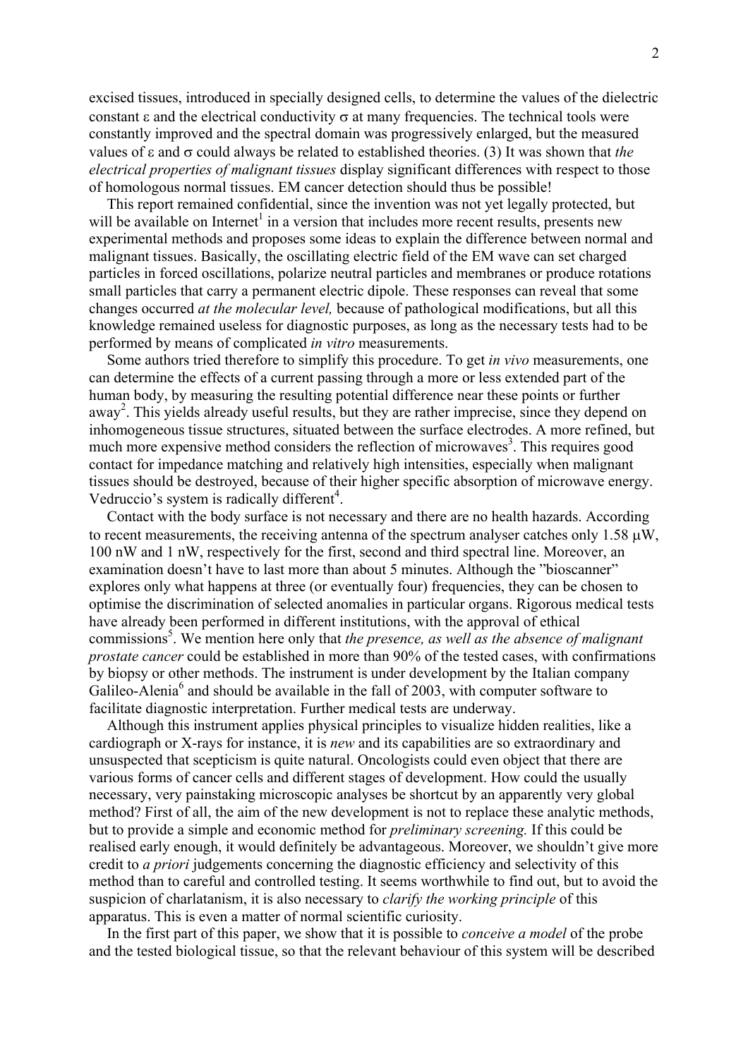excised tissues, introduced in specially designed cells, to determine the values of the dielectric constant ε and the electrical conductivity σ at many frequencies. The technical tools were constantly improved and the spectral domain was progressively enlarged, but the measured values of ε and σ could always be related to established theories. (3) It was shown that *the electrical properties of malignant tissues* display significant differences with respect to those of homologous normal tissues. EM cancer detection should thus be possible!

This report remained confidential, since the invention was not yet legally protected, but will be available on Internet[1] in a version that includes more recent results, presents new experimental methods and proposes some ideas to explain the difference between normal and malignant tissues. Basically, the oscillating electric field of the EM wave can set charged particles in forced oscillations, polarize neutral particles and membranes or produce rotations small particles that carry a permanent electric dipole. These responses can reveal that some changes occurred *at the molecular level,* because of pathological modifications, but all this knowledge remained useless for diagnostic purposes, as long as the necessary tests had to be performed by means of complicated *in vitro* measurements.

Some authors tried therefore to simplify this procedure. To get *in vivo* measurements, one can determine the effects of a current passing through a more or less extended part of the human body, by measuring the resulting potential difference near these points or further away[2]. This yields already useful results, but they are rather imprecise, since they depend on inhomogeneous tissue structures, situated between the surface electrodes. A more refined, but much more expensive method considers the reflection of microwaves[3]. This requires good contact for impedance matching and relatively high intensities, especially when malignant tissues should be destroyed, because of their higher specific absorption of microwave energy. Vedruccio's system is radically different[4].

Contact with the body surface is not necessary and there are no health hazards. According to recent measurements, the receiving antenna of the spectrum analyser catches only 1.58 μW, 100 nW and 1 nW, respectively for the first, second and third spectral line. Moreover, an examination doesn't have to last more than about 5 minutes. Although the "bioscanner" explores only what happens at three (or eventually four) frequencies, they can be chosen to optimise the discrimination of selected anomalies in particular organs. Rigorous medical tests have already been performed in different institutions, with the approval of ethical commissions[5]. We mention here only that *the presence, as well as the absence of malignant prostate cancer* could be established in more than 90% of the tested cases, with confirmations by biopsy or other methods. The instrument is under development by the Italian company Galileo-Alenia[6] and should be available in the fall of 2003, with computer software to facilitate diagnostic interpretation. Further medical tests are underway.

Although this instrument applies physical principles to visualize hidden realities, like a cardiograph or X-rays for instance, it is *new* and its capabilities are so extraordinary and unsuspected that scepticism is quite natural. Oncologists could even object that there are various forms of cancer cells and different stages of development. How could the usually necessary, very painstaking microscopic analyses be shortcut by an apparently very global method? First of all, the aim of the new development is not to replace these analytic methods, but to provide a simple and economic method for *preliminary screening.* If this could be realised early enough, it would definitely be advantageous. Moreover, we shouldn't give more credit to *a priori* judgements concerning the diagnostic efficiency and selectivity of this method than to careful and controlled testing. It seems worthwhile to find out, but to avoid the suspicion of charlatanism, it is also necessary to *clarify the working principle* of this apparatus. This is even a matter of normal scientific curiosity.

In the first part of this paper, we show that it is possible to *conceive a model* of the probe and the tested biological tissue, so that the relevant behaviour of this system will be described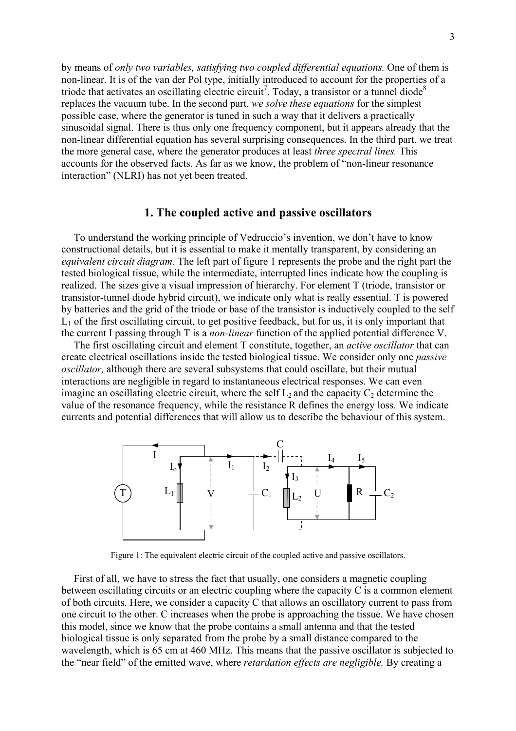by means of *only two variables, satisfying two coupled differential equations.* One of them is non-linear. It is of the van der Pol type, initially introduced to account for the properties of a triode that activates an oscillating electric circuit[7]. Today, a transistor or a tunnel diode[8] replaces the vacuum tube. In the second part, *we solve these equations* for the simplest possible case, where the generator is tuned in such a way that it delivers a practically sinusoidal signal. There is thus only one frequency component, but it appears already that the non-linear differential equation has several surprising consequences. In the third part, we treat the more general case, where the generator produces at least *three spectral lines.* This accounts for the observed facts. As far as we know, the problem of "non-linear resonance interaction" (NLRI) has not yet been treated.

## 1. The coupled active and passive oscillators

To understand the working principle of Vedruccio's invention, we don't have to know constructional details, but it is essential to make it mentally transparent, by considering an *equivalent circuit diagram.* The left part of figure 1 represents the probe and the right part the tested biological tissue, while the intermediate, interrupted lines indicate how the coupling is realized. The sizes give a visual impression of hierarchy. For element T (triode, transistor or transistor-tunnel diode hybrid circuit), we indicate only what is really essential. T is powered by batteries and the grid of the triode or base of the transistor is inductively coupled to the self $L_1$ of the first oscillating circuit, to get positive feedback, but for us, it is only important that the current I passing through T is a *non-linear* function of the applied potential difference V.

The first oscillating circuit and element T constitute, together, an *active oscillator* that can create electrical oscillations inside the tested biological tissue. We consider only one *passive oscillator,* although there are several subsystems that could oscillate, but their mutual interactions are negligible in regard to instantaneous electrical responses. We can even imagine an oscillating electric circuit, where the self $L_2$ and the capacity $C_2$ determine the value of the resonance frequency, while the resistance R defines the energy loss. We indicate currents and potential differences that will allow us to describe the behaviour of this system.

Figure 1: The equivalent electric circuit of the coupled active and passive oscillators.

First of all, we have to stress the fact that usually, one considers a magnetic coupling between oscillating circuits or an electric coupling where the capacity C is a common element of both circuits. Here, we consider a capacity C that allows an oscillatory current to pass from one circuit to the other. C increases when the probe is approaching the tissue. We have chosen this model, since we know that the probe contains a small antenna and that the tested biological tissue is only separated from the probe by a small distance compared to the wavelength, which is 65 cm at 460 MHz. This means that the passive oscillator is subjected to the "near field" of the emitted wave, where *retardation effects are negligible.* By creating a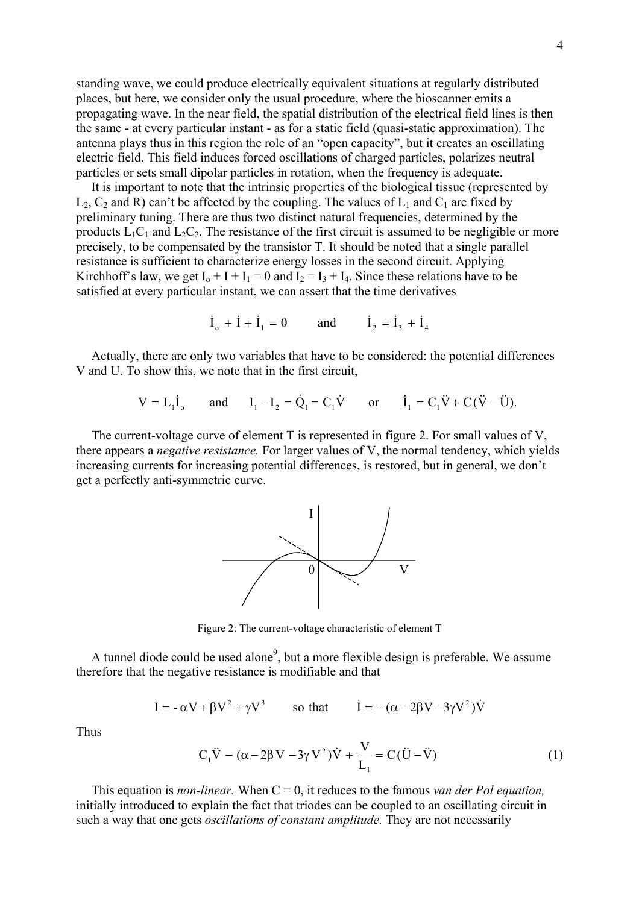standing wave, we could produce electrically equivalent situations at regularly distributed places, but here, we consider only the usual procedure, where the bioscanner emits a propagating wave. In the near field, the spatial distribution of the electrical field lines is then the same - at every particular instant - as for a static field (quasi-static approximation). The antenna plays thus in this region the role of an "open capacity", but it creates an oscillating electric field. This field induces forced oscillations of charged particles, polarizes neutral particles or sets small dipolar particles in rotation, when the frequency is adequate.

It is important to note that the intrinsic properties of the biological tissue (represented by $L_2$, $C_2$ and R) can't be affected by the coupling. The values of $L_1$ and $C_1$ are fixed by preliminary tuning. There are thus two distinct natural frequencies, determined by the products $L_1C_1$ and $L_2C_2$. The resistance of the first circuit is assumed to be negligible or more precisely, to be compensated by the transistor T. It should be noted that a single parallel resistance is sufficient to characterize energy losses in the second circuit. Applying Kirchhoff's law, we get $I_o + I + I_1 = 0$ and $I_2 = I_3 + I_4$. Since these relations have to be satisfied at every particular instant, we can assert that the time derivatives

$$\dot{I}_o + \dot{I} + \dot{I}_1 = 0 \qquad \text{and} \qquad \dot{I}_2 = \dot{I}_3 + \dot{I}_4$$

Actually, there are only two variables that have to be considered: the potential differences V and U. To show this, we note that in the first circuit,

$$V = L_1\dot{I}_o \qquad \text{and} \qquad I_1 - I_2 = \dot{Q}_1 = C_1\dot{V} \qquad \text{or} \qquad \dot{I}_1 = C_1\ddot{V} + C(\ddot{V} - \ddot{U}).$$

The current-voltage curve of element T is represented in figure 2. For small values of V, there appears a *negative resistance.* For larger values of V, the normal tendency, which yields increasing currents for increasing potential differences, is restored, but in general, we don't get a perfectly anti-symmetric curve.

Figure 2: The current-voltage characteristic of element T

A tunnel diode could be used alone[9], but a more flexible design is preferable. We assume therefore that the negative resistance is modifiable and that

$$I = -\alpha V + \beta V^2 + \gamma V^3 \qquad \text{so that} \qquad \dot{I} = -(\alpha - 2\beta V - 3\gamma V^2)\dot{V}$$

Thus

$$C_1\ddot{V} - (\alpha - 2\beta V - 3\gamma V^2)\dot{V} + \frac{V}{L_1} = C(\ddot{U} - \ddot{V}) \tag{1}$$

This equation is *non-linear.* When C = 0, it reduces to the famous *van der Pol equation,* initially introduced to explain the fact that triodes can be coupled to an oscillating circuit in such a way that one gets *oscillations of constant amplitude.* They are not necessarily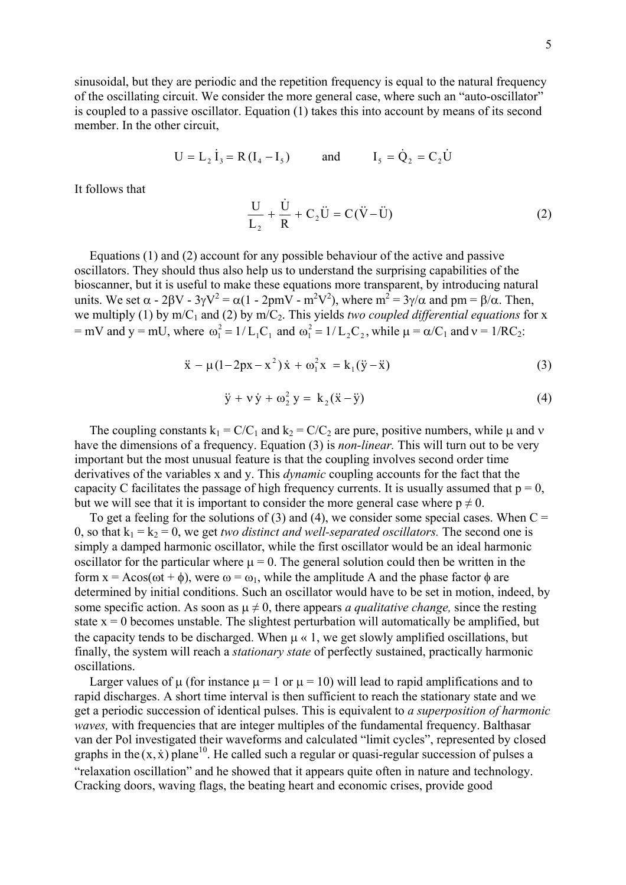sinusoidal, but they are periodic and the repetition frequency is equal to the natural frequency of the oscillating circuit. We consider the more general case, where such an "auto-oscillator" is coupled to a passive oscillator. Equation (1) takes this into account by means of its second member. In the other circuit,

$$U = L_2 \dot{I}_3 = R(I_4 - I_5) \qquad \text{and} \qquad I_5 = \dot{Q}_2 = C_2 \dot{U}$$

It follows that

$$\frac{U}{L_2} + \frac{\dot{U}}{R} + C_2 \ddot{U} = C(\ddot{V} - \ddot{U}) \tag{2}$$

Equations (1) and (2) account for any possible behaviour of the active and passive oscillators. They should thus also help us to understand the surprising capabilities of the bioscanner, but it is useful to make these equations more transparent, by introducing natural units. We set $\alpha - 2\beta V - 3\gamma V^2 = \alpha(1 - 2pmV - m^2V^2)$, where $m^2 = 3\gamma/\alpha$ and $pm = \beta/\alpha$. Then, we multiply (1) by $m/C_1$ and (2) by $m/C_2$. This yields *two coupled differential equations* for $x = mV$ and $y = mU$, where $\omega_1^2 = 1/L_1C_1$ and $\omega_1^2 = 1/L_2C_2$, while $\mu = \alpha/C_1$ and $\nu = 1/RC_2$:

$$\ddot{x} - \mu(1 - 2px - x^2)\dot{x} + \omega_1^2 x = k_1(\ddot{y} - \ddot{x}) \tag{3}$$

$$\ddot{y} + \nu\dot{y} + \omega_2^2 y = k_2(\ddot{x} - \ddot{y}) \tag{4}$$

The coupling constants $k_1 = C/C_1$ and $k_2 = C/C_2$ are pure, positive numbers, while $\mu$ and $\nu$ have the dimensions of a frequency. Equation (3) is *non-linear.* This will turn out to be very important but the most unusual feature is that the coupling involves second order time derivatives of the variables x and y. This *dynamic* coupling accounts for the fact that the capacity C facilitates the passage of high frequency currents. It is usually assumed that $p = 0$, but we will see that it is important to consider the more general case where $p \neq 0$.

To get a feeling for the solutions of (3) and (4), we consider some special cases. When $C = 0$, so that $k_1 = k_2 = 0$, we get *two distinct and well-separated oscillators.* The second one is simply a damped harmonic oscillator, while the first oscillator would be an ideal harmonic oscillator for the particular where $\mu = 0$. The general solution could then be written in the form $x = A\cos(\omega t + \phi)$, were $\omega = \omega_1$, while the amplitude A and the phase factor $\phi$ are determined by initial conditions. Such an oscillator would have to be set in motion, indeed, by some specific action. As soon as $\mu \neq 0$, there appears *a qualitative change,* since the resting state $x = 0$ becomes unstable. The slightest perturbation will automatically be amplified, but the capacity tends to be discharged. When $\mu \ll 1$, we get slowly amplified oscillations, but finally, the system will reach a *stationary state* of perfectly sustained, practically harmonic oscillations.

Larger values of $\mu$ (for instance $\mu = 1$ or $\mu = 10$) will lead to rapid amplifications and to rapid discharges. A short time interval is then sufficient to reach the stationary state and we get a periodic succession of identical pulses. This is equivalent to *a superposition of harmonic waves,* with frequencies that are integer multiples of the fundamental frequency. Balthasar van der Pol investigated their waveforms and calculated "limit cycles", represented by closed graphs in the $(x, \dot{x})$ plane[10]. He called such a regular or quasi-regular succession of pulses a "relaxation oscillation" and he showed that it appears quite often in nature and technology. Cracking doors, waving flags, the beating heart and economic crises, provide good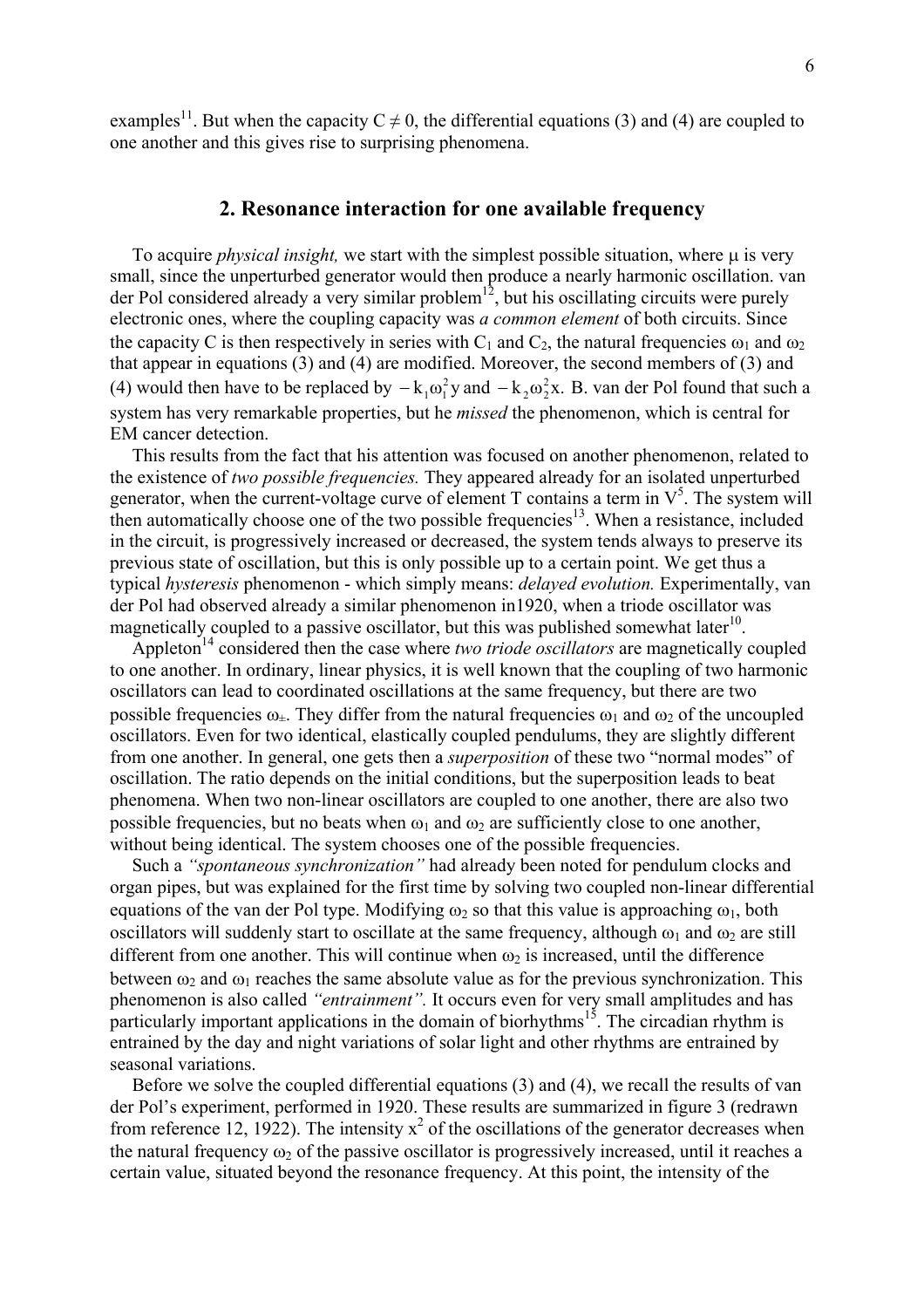examples[11]. But when the capacity $C \neq 0$, the differential equations (3) and (4) are coupled to one another and this gives rise to surprising phenomena.

## 2. Resonance interaction for one available frequency

To acquire *physical insight,* we start with the simplest possible situation, where $\mu$ is very small, since the unperturbed generator would then produce a nearly harmonic oscillation. van der Pol considered already a very similar problem[12], but his oscillating circuits were purely electronic ones, where the coupling capacity was *a common element* of both circuits. Since the capacity C is then respectively in series with $C_1$ and $C_2$, the natural frequencies $\omega_1$ and $\omega_2$ that appear in equations (3) and (4) are modified. Moreover, the second members of (3) and (4) would then have to be replaced by $-k_1\omega_1^2 y$ and $-k_2\omega_2^2 x$. B. van der Pol found that such a system has very remarkable properties, but he *missed* the phenomenon, which is central for EM cancer detection.

This results from the fact that his attention was focused on another phenomenon, related to the existence of *two possible frequencies.* They appeared already for an isolated unperturbed generator, when the current-voltage curve of element T contains a term in $V^5$. The system will then automatically choose one of the two possible frequencies[13]. When a resistance, included in the circuit, is progressively increased or decreased, the system tends always to preserve its previous state of oscillation, but this is only possible up to a certain point. We get thus a typical *hysteresis* phenomenon - which simply means: *delayed evolution.* Experimentally, van der Pol had observed already a similar phenomenon in1920, when a triode oscillator was magnetically coupled to a passive oscillator, but this was published somewhat later[10].

Appleton[14] considered then the case where *two triode oscillators* are magnetically coupled to one another. In ordinary, linear physics, it is well known that the coupling of two harmonic oscillators can lead to coordinated oscillations at the same frequency, but there are two possible frequencies $\omega_\pm$. They differ from the natural frequencies $\omega_1$ and $\omega_2$ of the uncoupled oscillators. Even for two identical, elastically coupled pendulums, they are slightly different from one another. In general, one gets then a *superposition* of these two "normal modes" of oscillation. The ratio depends on the initial conditions, but the superposition leads to beat phenomena. When two non-linear oscillators are coupled to one another, there are also two possible frequencies, but no beats when $\omega_1$ and $\omega_2$ are sufficiently close to one another, without being identical. The system chooses one of the possible frequencies.

Such a *"spontaneous synchronization"* had already been noted for pendulum clocks and organ pipes, but was explained for the first time by solving two coupled non-linear differential equations of the van der Pol type. Modifying $\omega_2$ so that this value is approaching $\omega_1$, both oscillators will suddenly start to oscillate at the same frequency, although $\omega_1$ and $\omega_2$ are still different from one another. This will continue when $\omega_2$ is increased, until the difference between $\omega_2$ and $\omega_1$ reaches the same absolute value as for the previous synchronization. This phenomenon is also called *"entrainment".* It occurs even for very small amplitudes and has particularly important applications in the domain of biorhythms[15]. The circadian rhythm is entrained by the day and night variations of solar light and other rhythms are entrained by seasonal variations.

Before we solve the coupled differential equations (3) and (4), we recall the results of van der Pol's experiment, performed in 1920. These results are summarized in figure 3 (redrawn from reference 12, 1922). The intensity $x^2$ of the oscillations of the generator decreases when the natural frequency $\omega_2$ of the passive oscillator is progressively increased, until it reaches a certain value, situated beyond the resonance frequency. At this point, the intensity of the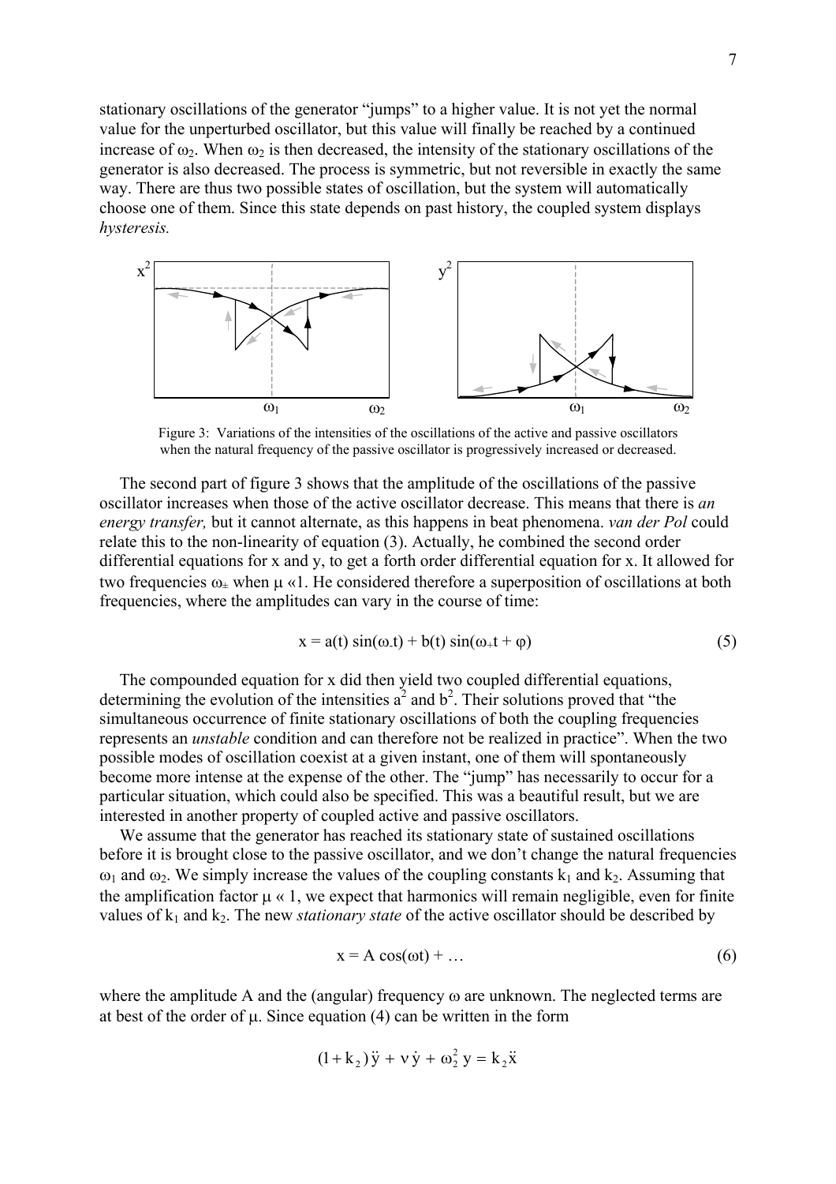stationary oscillations of the generator "jumps" to a higher value. It is not yet the normal value for the unperturbed oscillator, but this value will finally be reached by a continued increase of $\omega_2$. When $\omega_2$ is then decreased, the intensity of the stationary oscillations of the generator is also decreased. The process is symmetric, but not reversible in exactly the same way. There are thus two possible states of oscillation, but the system will automatically choose one of them. Since this state depends on past history, the coupled system displays *hysteresis.*

Figure 3: Variations of the intensities of the oscillations of the active and passive oscillators when the natural frequency of the passive oscillator is progressively increased or decreased.

The second part of figure 3 shows that the amplitude of the oscillations of the passive oscillator increases when those of the active oscillator decrease. This means that there is *an energy transfer,* but it cannot alternate, as this happens in beat phenomena. *van der Pol* could relate this to the non-linearity of equation (3). Actually, he combined the second order differential equations for x and y, to get a forth order differential equation for x. It allowed for two frequencies $\omega_\pm$ when $\mu \ll 1$. He considered therefore a superposition of oscillations at both frequencies, where the amplitudes can vary in the course of time:

$$x = a(t)\sin(\omega_- t) + b(t)\sin(\omega_+ t + \varphi) \tag{5}$$

The compounded equation for x did then yield two coupled differential equations, determining the evolution of the intensities $a^2$ and $b^2$. Their solutions proved that "the simultaneous occurrence of finite stationary oscillations of both the coupling frequencies represents an *unstable* condition and can therefore not be realized in practice". When the two possible modes of oscillation coexist at a given instant, one of them will spontaneously become more intense at the expense of the other. The "jump" has necessarily to occur for a particular situation, which could also be specified. This was a beautiful result, but we are interested in another property of coupled active and passive oscillators.

We assume that the generator has reached its stationary state of sustained oscillations before it is brought close to the passive oscillator, and we don't change the natural frequencies $\omega_1$ and $\omega_2$. We simply increase the values of the coupling constants $k_1$ and $k_2$. Assuming that the amplification factor $\mu \ll 1$, we expect that harmonics will remain negligible, even for finite values of $k_1$ and $k_2$. The new *stationary state* of the active oscillator should be described by

$$x = A\cos(\omega t) + \ldots \tag{6}$$

where the amplitude A and the (angular) frequency $\omega$ are unknown. The neglected terms are at best of the order of $\mu$. Since equation (4) can be written in the form

$$(1 + k_2)\ddot{y} + \nu\dot{y} + \omega_2^2 y = k_2\ddot{x}$$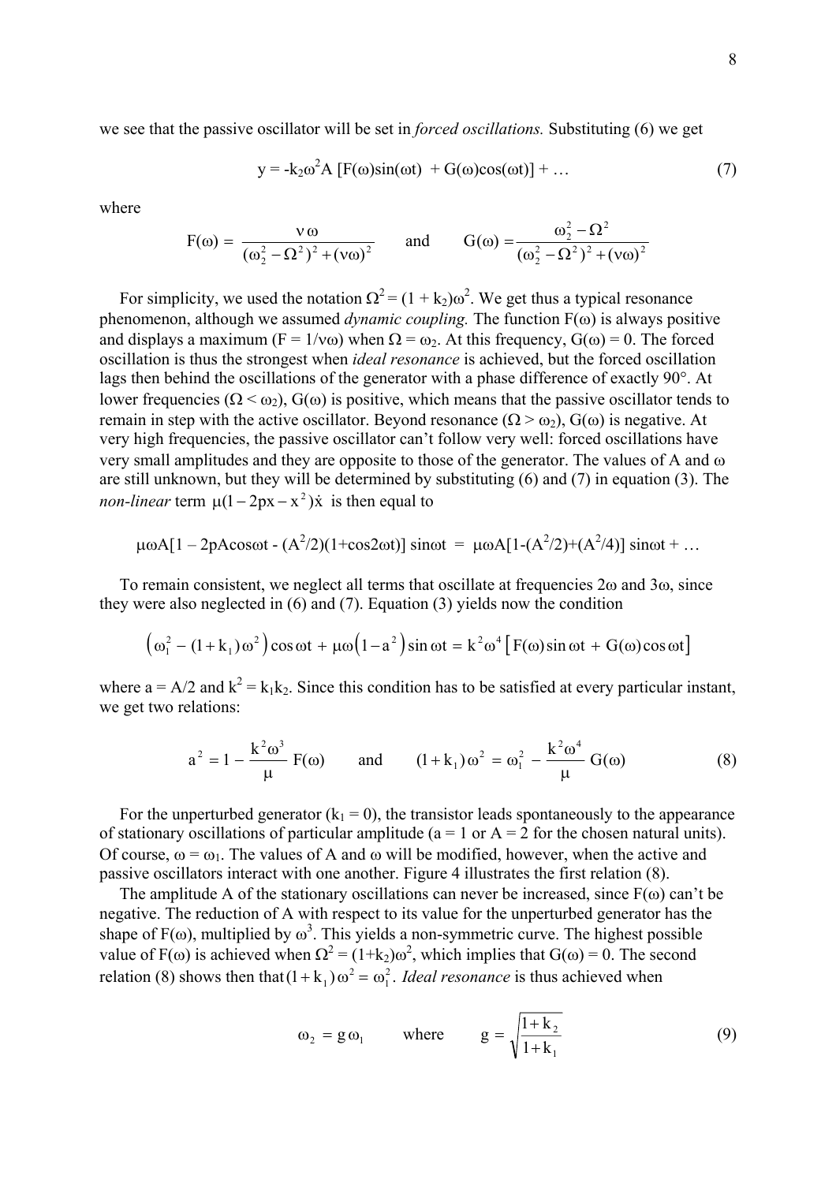we see that the passive oscillator will be set in *forced oscillations.* Substituting (6) we get

$$y = -k_2\omega^2 A\,[F(\omega)\sin(\omega t) + G(\omega)\cos(\omega t)] + \ldots \tag{7}$$

where

$$F(\omega) = \frac{\nu\omega}{(\omega_2^2 - \Omega^2)^2 + (\nu\omega)^2} \qquad \text{and} \qquad G(\omega) = \frac{\omega_2^2 - \Omega^2}{(\omega_2^2 - \Omega^2)^2 + (\nu\omega)^2}$$

For simplicity, we used the notation $\Omega^2 = (1 + k_2)\omega^2$. We get thus a typical resonance phenomenon, although we assumed *dynamic coupling.* The function $F(\omega)$ is always positive and displays a maximum ($F = 1/\nu\omega$) when $\Omega = \omega_2$. At this frequency, $G(\omega) = 0$. The forced oscillation is thus the strongest when *ideal resonance* is achieved, but the forced oscillation lags then behind the oscillations of the generator with a phase difference of exactly 90°. At lower frequencies ($\Omega < \omega_2$), $G(\omega)$ is positive, which means that the passive oscillator tends to remain in step with the active oscillator. Beyond resonance ($\Omega > \omega_2$), $G(\omega)$ is negative. At very high frequencies, the passive oscillator can't follow very well: forced oscillations have very small amplitudes and they are opposite to those of the generator. The values of A and $\omega$ are still unknown, but they will be determined by substituting (6) and (7) in equation (3). The *non-linear* term $\mu(1 - 2px - x^2)\dot{x}$ is then equal to

$$\mu\omega A[1 - 2pA\cos\omega t - (A^2/2)(1+\cos 2\omega t)]\sin\omega t = \mu\omega A[1-(A^2/2)+(A^2/4)]\sin\omega t + \ldots$$

To remain consistent, we neglect all terms that oscillate at frequencies $2\omega$ and $3\omega$, since they were also neglected in (6) and (7). Equation (3) yields now the condition

$$\left(\omega_1^2 - (1+k_1)\omega^2\right)\cos\omega t + \mu\omega\left(1-a^2\right)\sin\omega t = k^2\omega^4\left[F(\omega)\sin\omega t + G(\omega)\cos\omega t\right]$$

where $a = A/2$ and $k^2 = k_1k_2$. Since this condition has to be satisfied at every particular instant, we get two relations:

$$a^2 = 1 - \frac{k^2\omega^3}{\mu}F(\omega) \qquad \text{and} \qquad (1+k_1)\omega^2 = \omega_1^2 - \frac{k^2\omega^4}{\mu}G(\omega) \tag{8}$$

For the unperturbed generator ($k_1 = 0$), the transistor leads spontaneously to the appearance of stationary oscillations of particular amplitude ($a = 1$ or $A = 2$ for the chosen natural units). Of course, $\omega = \omega_1$. The values of A and $\omega$ will be modified, however, when the active and passive oscillators interact with one another. Figure 4 illustrates the first relation (8).

The amplitude A of the stationary oscillations can never be increased, since $F(\omega)$ can't be negative. The reduction of A with respect to its value for the unperturbed generator has the shape of $F(\omega)$, multiplied by $\omega^3$. This yields a non-symmetric curve. The highest possible value of $F(\omega)$ is achieved when $\Omega^2 = (1+k_2)\omega^2$, which implies that $G(\omega) = 0$. The second relation (8) shows then that $(1+k_1)\omega^2 = \omega_1^2$. *Ideal resonance* is thus achieved when

$$\omega_2 = g\,\omega_1 \qquad \text{where} \qquad g = \sqrt{\frac{1+k_2}{1+k_1}} \tag{9}$$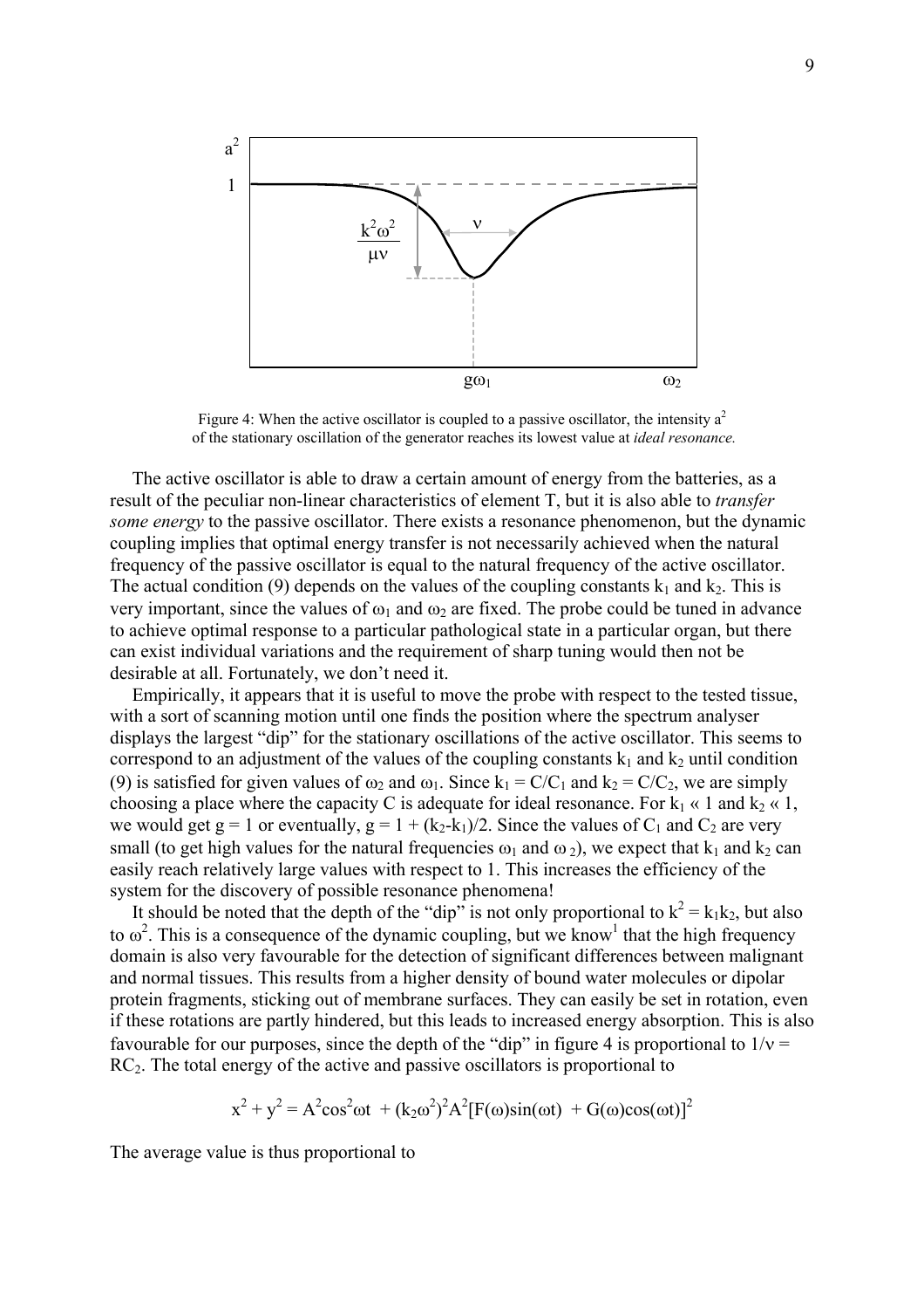Figure 4: When the active oscillator is coupled to a passive oscillator, the intensity $a^2$ of the stationary oscillation of the generator reaches its lowest value at *ideal resonance.*

The active oscillator is able to draw a certain amount of energy from the batteries, as a result of the peculiar non-linear characteristics of element T, but it is also able to *transfer some energy* to the passive oscillator. There exists a resonance phenomenon, but the dynamic coupling implies that optimal energy transfer is not necessarily achieved when the natural frequency of the passive oscillator is equal to the natural frequency of the active oscillator. The actual condition (9) depends on the values of the coupling constants $k_1$ and $k_2$. This is very important, since the values of $\omega_1$ and $\omega_2$ are fixed. The probe could be tuned in advance to achieve optimal response to a particular pathological state in a particular organ, but there can exist individual variations and the requirement of sharp tuning would then not be desirable at all. Fortunately, we don't need it.

Empirically, it appears that it is useful to move the probe with respect to the tested tissue, with a sort of scanning motion until one finds the position where the spectrum analyser displays the largest "dip" for the stationary oscillations of the active oscillator. This seems to correspond to an adjustment of the values of the coupling constants $k_1$ and $k_2$ until condition (9) is satisfied for given values of $\omega_2$ and $\omega_1$. Since $k_1 = C/C_1$ and $k_2 = C/C_2$, we are simply choosing a place where the capacity C is adequate for ideal resonance. For $k_1 \ll 1$ and $k_2 \ll 1$, we would get $g = 1$ or eventually, $g = 1 + (k_2-k_1)/2$. Since the values of $C_1$ and $C_2$ are very small (to get high values for the natural frequencies $\omega_1$ and $\omega_2$), we expect that $k_1$ and $k_2$ can easily reach relatively large values with respect to 1. This increases the efficiency of the system for the discovery of possible resonance phenomena!

It should be noted that the depth of the "dip" is not only proportional to $k^2 = k_1k_2$, but also to $\omega^2$. This is a consequence of the dynamic coupling, but we know[1] that the high frequency domain is also very favourable for the detection of significant differences between malignant and normal tissues. This results from a higher density of bound water molecules or dipolar protein fragments, sticking out of membrane surfaces. They can easily be set in rotation, even if these rotations are partly hindered, but this leads to increased energy absorption. This is also favourable for our purposes, since the depth of the "dip" in figure 4 is proportional to $1/\nu = RC_2$. The total energy of the active and passive oscillators is proportional to

$$x^2 + y^2 = A^2\cos^2\omega t + (k_2\omega^2)^2A^2[F(\omega)\sin(\omega t) + G(\omega)\cos(\omega t)]^2$$

The average value is thus proportional to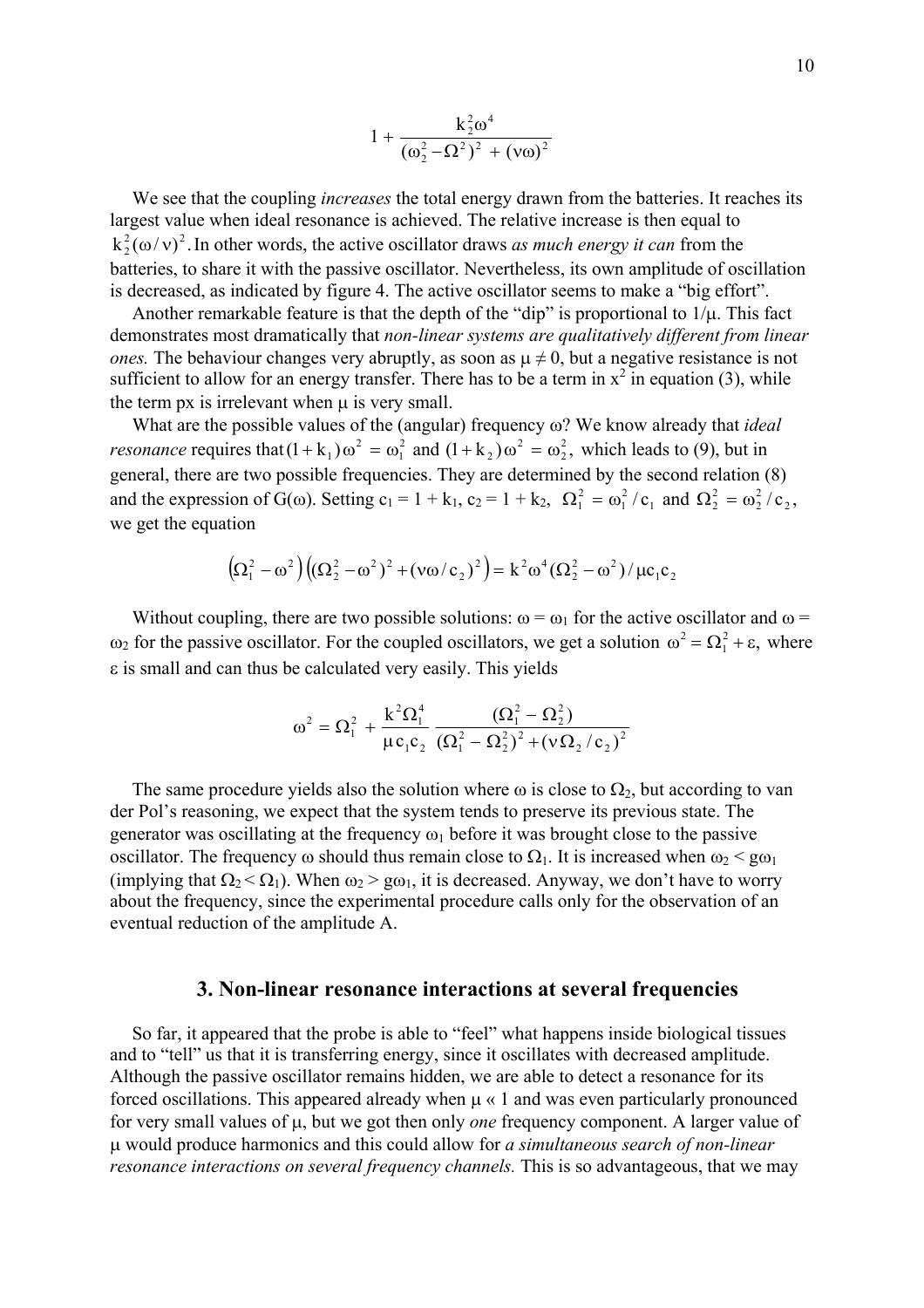$$1 + \frac{k_2^2\omega^4}{(\omega_2^2 - \Omega^2)^2 + (\nu\omega)^2}$$

We see that the coupling *increases* the total energy drawn from the batteries. It reaches its largest value when ideal resonance is achieved. The relative increase is then equal to $k_2^2(\omega/\nu)^2$. In other words, the active oscillator draws *as much energy it can* from the batteries, to share it with the passive oscillator. Nevertheless, its own amplitude of oscillation is decreased, as indicated by figure 4. The active oscillator seems to make a "big effort".

Another remarkable feature is that the depth of the "dip" is proportional to $1/\mu$. This fact demonstrates most dramatically that *non-linear systems are qualitatively different from linear ones.* The behaviour changes very abruptly, as soon as $\mu \neq 0$, but a negative resistance is not sufficient to allow for an energy transfer. There has to be a term in $x^2$ in equation (3), while the term $px$ is irrelevant when $\mu$ is very small.

What are the possible values of the (angular) frequency $\omega$? We know already that *ideal resonance* requires that $(1 + k_1)\omega^2 = \omega_1^2$ and $(1 + k_2)\omega^2 = \omega_2^2$, which leads to (9), but in general, there are two possible frequencies. They are determined by the second relation (8) and the expression of $G(\omega)$. Setting $c_1 = 1 + k_1$, $c_2 = 1 + k_2$, $\Omega_1^2 = \omega_1^2/c_1$ and $\Omega_2^2 = \omega_2^2/c_2$, we get the equation

$$\left(\Omega_1^2 - \omega^2\right)\left((\Omega_2^2 - \omega^2)^2 + (\nu\omega/c_2)^2\right) = k^2\omega^4(\Omega_2^2 - \omega^2)/\mu c_1 c_2$$

Without coupling, there are two possible solutions: $\omega = \omega_1$ for the active oscillator and $\omega = \omega_2$ for the passive oscillator. For the coupled oscillators, we get a solution $\omega^2 = \Omega_1^2 + \varepsilon$, where $\varepsilon$ is small and can thus be calculated very easily. This yields

$$\omega^2 = \Omega_1^2 + \frac{k^2\Omega_1^4}{\mu c_1 c_2}\frac{(\Omega_1^2 - \Omega_2^2)}{(\Omega_1^2 - \Omega_2^2)^2 + (\nu\Omega_2/c_2)^2}$$

The same procedure yields also the solution where $\omega$ is close to $\Omega_2$, but according to van der Pol's reasoning, we expect that the system tends to preserve its previous state. The generator was oscillating at the frequency $\omega_1$ before it was brought close to the passive oscillator. The frequency $\omega$ should thus remain close to $\Omega_1$. It is increased when $\omega_2 < g\omega_1$ (implying that $\Omega_2 < \Omega_1$). When $\omega_2 > g\omega_1$, it is decreased. Anyway, we don't have to worry about the frequency, since the experimental procedure calls only for the observation of an eventual reduction of the amplitude A.

## 3. Non-linear resonance interactions at several frequencies

So far, it appeared that the probe is able to "feel" what happens inside biological tissues and to "tell" us that it is transferring energy, since it oscillates with decreased amplitude. Although the passive oscillator remains hidden, we are able to detect a resonance for its forced oscillations. This appeared already when $\mu \ll 1$ and was even particularly pronounced for very small values of $\mu$, but we got then only *one* frequency component. A larger value of $\mu$ would produce harmonics and this could allow for *a simultaneous search of non-linear resonance interactions on several frequency channels.* This is so advantageous, that we may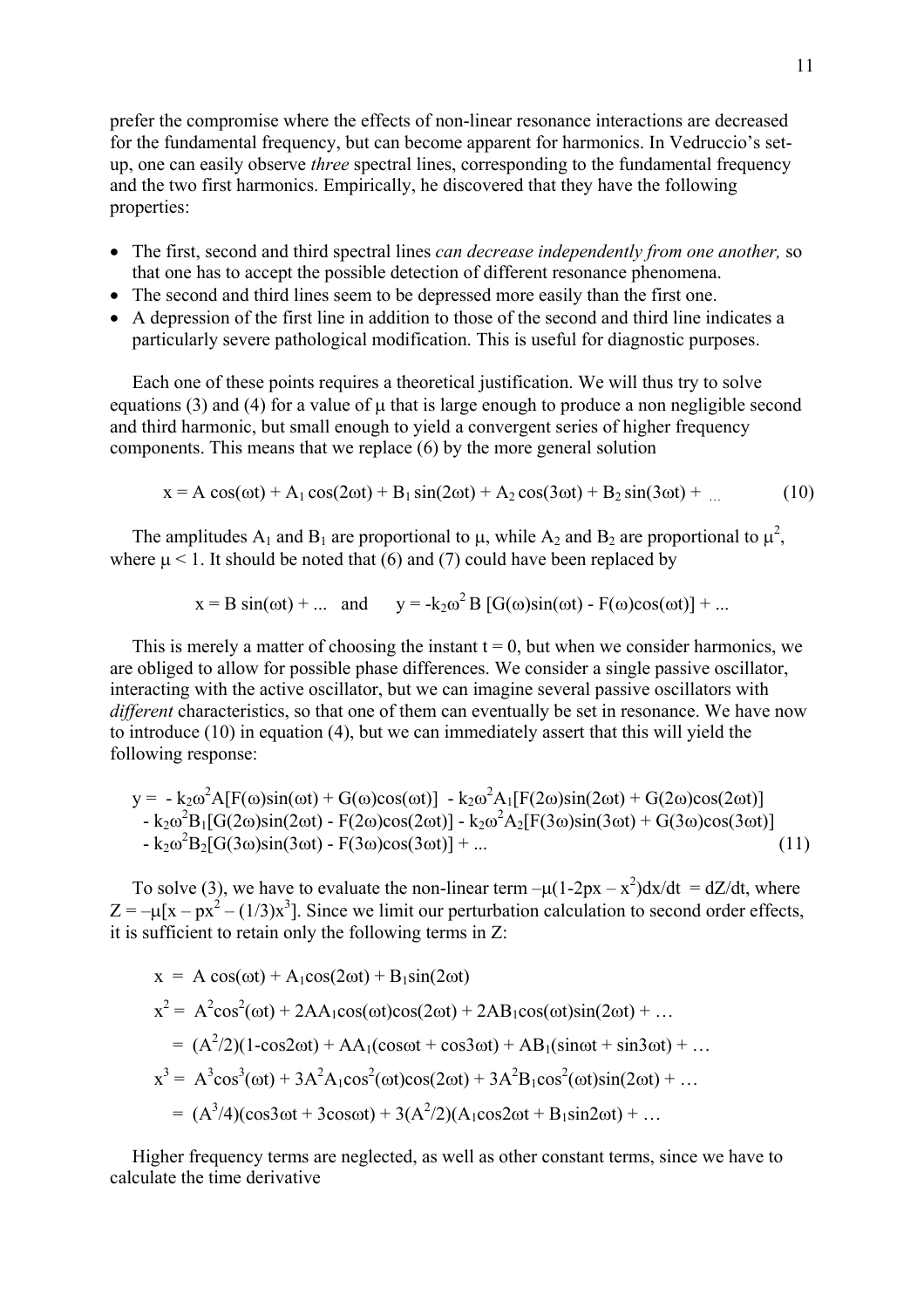prefer the compromise where the effects of non-linear resonance interactions are decreased for the fundamental frequency, but can become apparent for harmonics. In Vedruccio's set-up, one can easily observe *three* spectral lines, corresponding to the fundamental frequency and the two first harmonics. Empirically, he discovered that they have the following properties:

- The first, second and third spectral lines *can decrease independently from one another,* so that one has to accept the possible detection of different resonance phenomena.
- The second and third lines seem to be depressed more easily than the first one.
- A depression of the first line in addition to those of the second and third line indicates a particularly severe pathological modification. This is useful for diagnostic purposes.

Each one of these points requires a theoretical justification. We will thus try to solve equations (3) and (4) for a value of $\mu$ that is large enough to produce a non negligible second and third harmonic, but small enough to yield a convergent series of higher frequency components. This means that we replace (6) by the more general solution

$$x = A\cos(\omega t) + A_1\cos(2\omega t) + B_1\sin(2\omega t) + A_2\cos(3\omega t) + B_2\sin(3\omega t) + \ldots \qquad (10)$$

The amplitudes $A_1$ and $B_1$ are proportional to $\mu$, while $A_2$ and $B_2$ are proportional to $\mu^2$, where $\mu < 1$. It should be noted that (6) and (7) could have been replaced by

$$x = B\sin(\omega t) + \ldots \quad \text{and} \quad y = -k_2\omega^2 B\,[G(\omega)\sin(\omega t) - F(\omega)\cos(\omega t)] + \ldots$$

This is merely a matter of choosing the instant t = 0, but when we consider harmonics, we are obliged to allow for possible phase differences. We consider a single passive oscillator, interacting with the active oscillator, but we can imagine several passive oscillators with *different* characteristics, so that one of them can eventually be set in resonance. We have now to introduce (10) in equation (4), but we can immediately assert that this will yield the following response:

$$\begin{aligned} y = &- k_2\omega^2 A[F(\omega)\sin(\omega t) + G(\omega)\cos(\omega t)] - k_2\omega^2 A_1[F(2\omega)\sin(2\omega t) + G(2\omega)\cos(2\omega t)] \\ &- k_2\omega^2 B_1[G(2\omega)\sin(2\omega t) - F(2\omega)\cos(2\omega t)] - k_2\omega^2 A_2[F(3\omega)\sin(3\omega t) + G(3\omega)\cos(3\omega t)] \\ &- k_2\omega^2 B_2[G(3\omega)\sin(3\omega t) - F(3\omega)\cos(3\omega t)] + \ldots \end{aligned} \qquad (11)$$

To solve (3), we have to evaluate the non-linear term $-\mu(1-2px - x^2)dx/dt = dZ/dt$, where $Z = -\mu[x - px^2 - (1/3)x^3]$. Since we limit our perturbation calculation to second order effects, it is sufficient to retain only the following terms in Z:

$$x = A\cos(\omega t) + A_1\cos(2\omega t) + B_1\sin(2\omega t)$$

$$x^2 = A^2\cos^2(\omega t) + 2AA_1\cos(\omega t)\cos(2\omega t) + 2AB_1\cos(\omega t)\sin(2\omega t) + \ldots$$

$$= (A^2/2)(1-\cos 2\omega t) + AA_1(\cos\omega t + \cos 3\omega t) + AB_1(\sin\omega t + \sin 3\omega t) + \ldots$$

$$x^3 = A^3\cos^3(\omega t) + 3A^2A_1\cos^2(\omega t)\cos(2\omega t) + 3A^2B_1\cos^2(\omega t)\sin(2\omega t) + \ldots$$

$$= (A^3/4)(\cos 3\omega t + 3\cos\omega t) + 3(A^2/2)(A_1\cos 2\omega t + B_1\sin 2\omega t) + \ldots$$

Higher frequency terms are neglected, as well as other constant terms, since we have to calculate the time derivative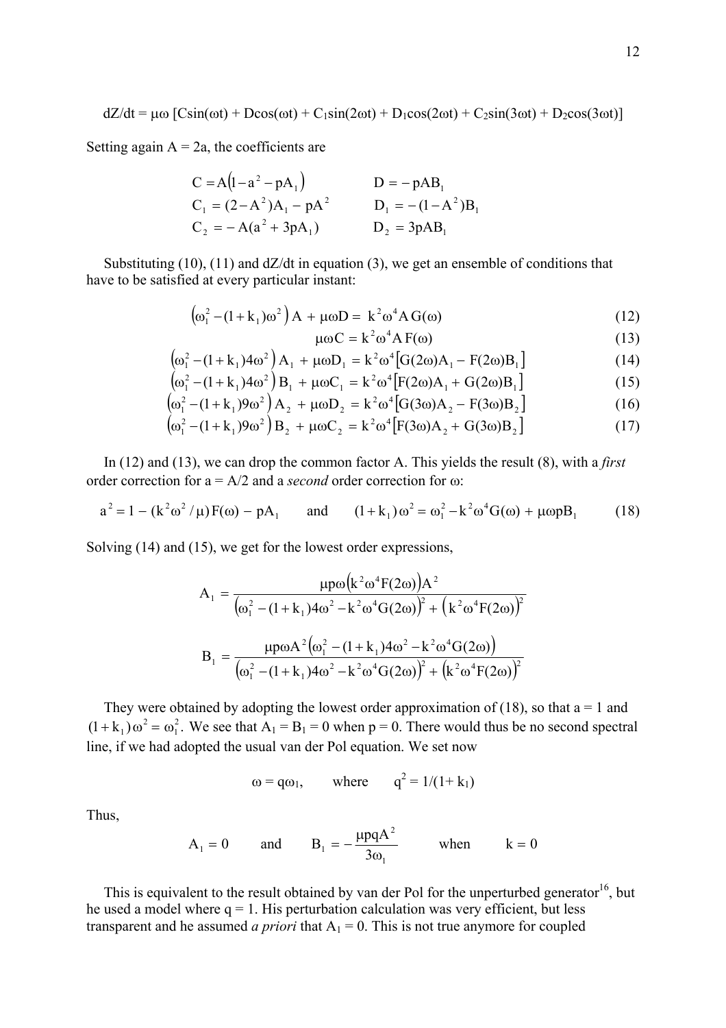$$dZ/dt = \mu\omega\,[C\sin(\omega t) + D\cos(\omega t) + C_1\sin(2\omega t) + D_1\cos(2\omega t) + C_2\sin(3\omega t) + D_2\cos(3\omega t)]$$

Setting again A = 2a, the coefficients are

$$\begin{aligned} C &= A\left(1 - a^2 - pA_1\right) & D &= -\,pAB_1 \\ C_1 &= (2 - A^2)A_1 - pA^2 & D_1 &= -\,(1 - A^2)B_1 \\ C_2 &= -\,A(a^2 + 3pA_1) & D_2 &= 3pAB_1 \end{aligned}$$

Substituting (10), (11) and dZ/dt in equation (3), we get an ensemble of conditions that have to be satisfied at every particular instant:

$$\left(\omega_1^2 - (1 + k_1)\omega^2\right) A + \mu\omega D = k^2\omega^4 A\, G(\omega) \tag{12}$$

$$\mu\omega C = k^2\omega^4 A\, F(\omega) \tag{13}$$

$$\left(\omega_1^2 - (1 + k_1)4\omega^2\right) A_1 + \mu\omega D_1 = k^2\omega^4\left[G(2\omega)A_1 - F(2\omega)B_1\right] \tag{14}$$

$$\left(\omega_1^2 - (1 + k_1)4\omega^2\right) B_1 + \mu\omega C_1 = k^2\omega^4\left[F(2\omega)A_1 + G(2\omega)B_1\right] \tag{15}$$

$$\left(\omega_1^2 - (1 + k_1)9\omega^2\right) A_2 + \mu\omega D_2 = k^2\omega^4\left[G(3\omega)A_2 - F(3\omega)B_2\right] \tag{16}$$

$$\left(\omega_1^2 - (1 + k_1)9\omega^2\right) B_2 + \mu\omega C_2 = k^2\omega^4\left[F(3\omega)A_2 + G(3\omega)B_2\right] \tag{17}$$

In (12) and (13), we can drop the common factor A. This yields the result (8), with a *first* order correction for a = A/2 and a *second* order correction for ω:

$$a^2 = 1 - (k^2\omega^2/\mu)\,F(\omega) - pA_1 \qquad \text{and} \qquad (1 + k_1)\,\omega^2 = \omega_1^2 - k^2\omega^4 G(\omega) + \mu\omega p B_1 \tag{18}$$

Solving (14) and (15), we get for the lowest order expressions,

$$A_1 = \frac{\mu p\omega\left(k^2\omega^4 F(2\omega)\right)A^2}{\left(\omega_1^2 - (1 + k_1)4\omega^2 - k^2\omega^4 G(2\omega)\right)^2 + \left(k^2\omega^4 F(2\omega)\right)^2}$$

$$B_1 = \frac{\mu p\omega A^2\left(\omega_1^2 - (1 + k_1)4\omega^2 - k^2\omega^4 G(2\omega)\right)}{\left(\omega_1^2 - (1 + k_1)4\omega^2 - k^2\omega^4 G(2\omega)\right)^2 + \left(k^2\omega^4 F(2\omega)\right)^2}$$

They were obtained by adopting the lowest order approximation of (18), so that a = 1 and $(1 + k_1)\,\omega^2 = \omega_1^2$. We see that $A_1 = B_1 = 0$ when p = 0. There would thus be no second spectral line, if we had adopted the usual van der Pol equation. We set now

$$\omega = q\omega_1, \qquad \text{where} \qquad q^2 = 1/(1 + k_1)$$

Thus,

$$A_1 = 0 \qquad \text{and} \qquad B_1 = -\frac{\mu p q A^2}{3\omega_1} \qquad \text{when} \qquad k = 0$$

This is equivalent to the result obtained by van der Pol for the unperturbed generator[16], but he used a model where q = 1. His perturbation calculation was very efficient, but less transparent and he assumed *a priori* that $A_1 = 0$. This is not true anymore for coupled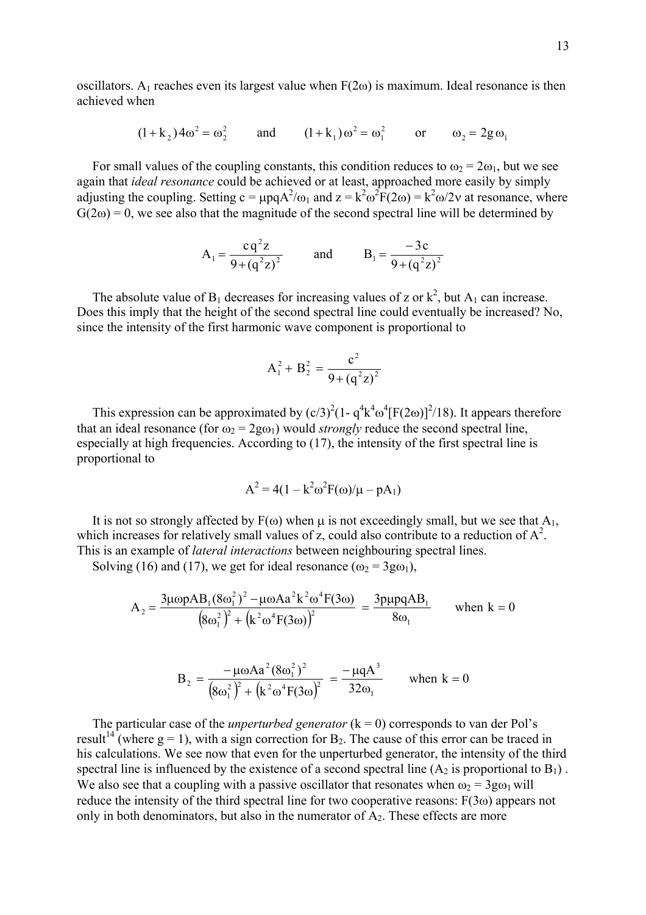oscillators. $A_1$ reaches even its largest value when $F(2\omega)$ is maximum. Ideal resonance is then achieved when

$$(1+k_2)4\omega^2 = \omega_2^2 \qquad \text{and} \qquad (1+k_1)\omega^2 = \omega_1^2 \qquad \text{or} \qquad \omega_2 = 2g\,\omega_1$$

For small values of the coupling constants, this condition reduces to $\omega_2 = 2\omega_1$, but we see again that *ideal resonance* could be achieved or at least, approached more easily by simply adjusting the coupling. Setting $c = \mu pqA^2/\omega_1$ and $z = k^2\omega^2F(2\omega) = k^2\omega/2\nu$ at resonance, where $G(2\omega) = 0$, we see also that the magnitude of the second spectral line will be determined by

$$A_1 = \frac{cq^2z}{9+(q^2z)^2} \qquad \text{and} \qquad B_1 = \frac{-3c}{9+(q^2z)^2}$$

The absolute value of $B_1$ decreases for increasing values of z or $k^2$, but $A_1$ can increase. Does this imply that the height of the second spectral line could eventually be increased? No, since the intensity of the first harmonic wave component is proportional to

$$A_1^2 + B_2^2 = \frac{c^2}{9+(q^2z)^2}$$

This expression can be approximated by $(c/3)^2(1- q^4k^4\omega^4[F(2\omega)]^2/18)$. It appears therefore that an ideal resonance (for $\omega_2 = 2g\omega_1$) would *strongly* reduce the second spectral line, especially at high frequencies. According to (17), the intensity of the first spectral line is proportional to

$$A^2 = 4(1 - k^2\omega^2F(\omega)/\mu - pA_1)$$

It is not so strongly affected by $F(\omega)$ when $\mu$ is not exceedingly small, but we see that $A_1$, which increases for relatively small values of z, could also contribute to a reduction of $A^2$. This is an example of *lateral interactions* between neighbouring spectral lines.

Solving (16) and (17), we get for ideal resonance ($\omega_2 = 3g\omega_1$),

$$A_2 = \frac{3\mu\omega pAB_1(8\omega_1^2)^2 - \mu\omega Aa^2k^2\omega^4F(3\omega)}{\left(8\omega_1^2\right)^2 + \left(k^2\omega^4F(3\omega)\right)^2} = \frac{3p\mu pqAB_1}{8\omega_1} \qquad \text{when } k=0$$

$$B_2 = \frac{-\mu\omega Aa^2(8\omega_1^2)^2}{\left(8\omega_1^2\right)^2 + \left(k^2\omega^4F(3\omega\right)^2} = \frac{-\mu qA^3}{32\omega_1} \qquad \text{when } k=0$$

The particular case of the *unperturbed generator* (k = 0) corresponds to van der Pol's result[14] (where g = 1), with a sign correction for $B_2$. The cause of this error can be traced in his calculations. We see now that even for the unperturbed generator, the intensity of the third spectral line is influenced by the existence of a second spectral line ($A_2$ is proportional to $B_1$) . We also see that a coupling with a passive oscillator that resonates when $\omega_2 = 3g\omega_1$ will reduce the intensity of the third spectral line for two cooperative reasons: $F(3\omega)$ appears not only in both denominators, but also in the numerator of $A_2$. These effects are more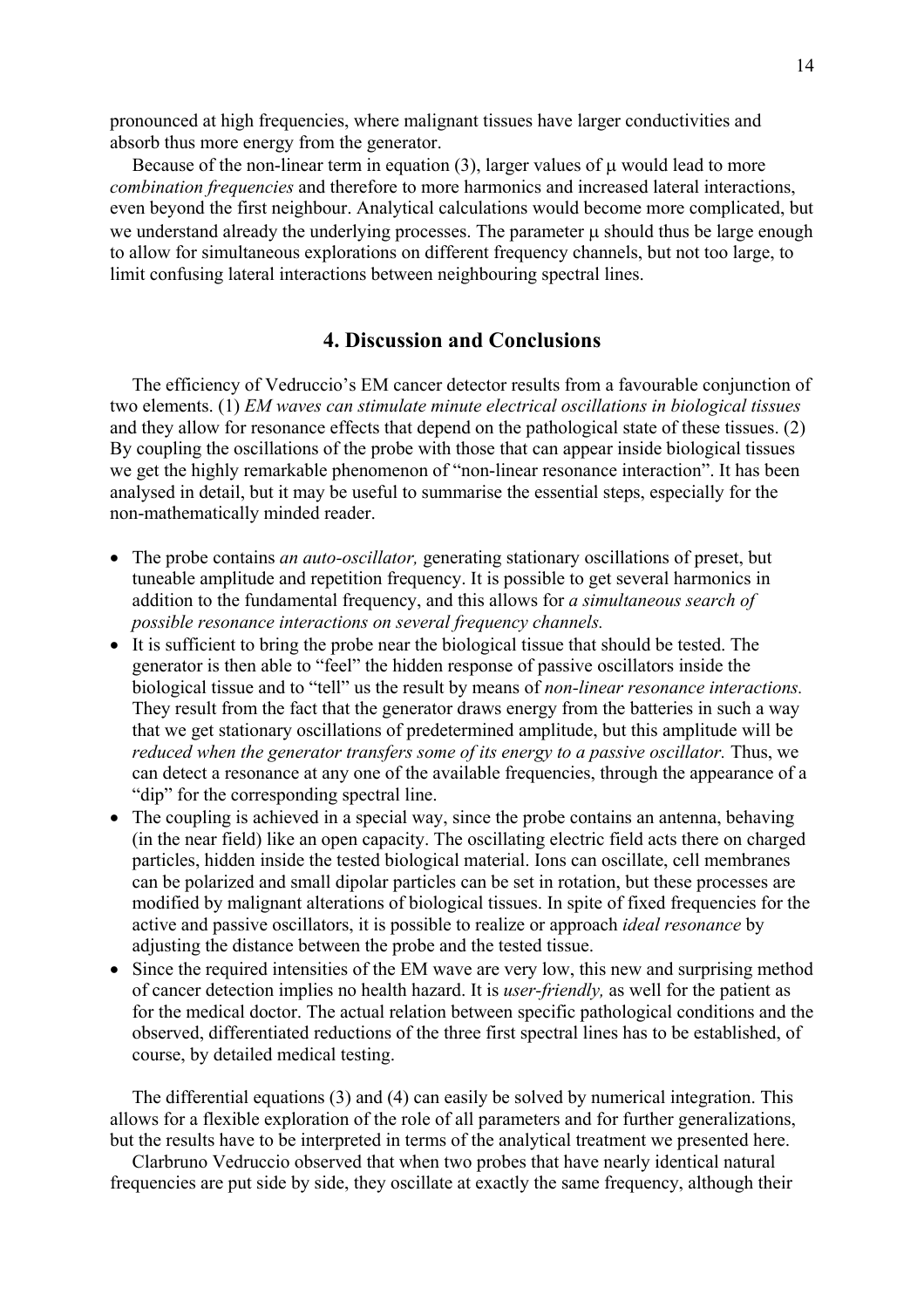pronounced at high frequencies, where malignant tissues have larger conductivities and absorb thus more energy from the generator.

Because of the non-linear term in equation (3), larger values of $\mu$ would lead to more *combination frequencies* and therefore to more harmonics and increased lateral interactions, even beyond the first neighbour. Analytical calculations would become more complicated, but we understand already the underlying processes. The parameter $\mu$ should thus be large enough to allow for simultaneous explorations on different frequency channels, but not too large, to limit confusing lateral interactions between neighbouring spectral lines.

## 4. Discussion and Conclusions

The efficiency of Vedruccio's EM cancer detector results from a favourable conjunction of two elements. (1) *EM waves can stimulate minute electrical oscillations in biological tissues* and they allow for resonance effects that depend on the pathological state of these tissues. (2) By coupling the oscillations of the probe with those that can appear inside biological tissues we get the highly remarkable phenomenon of "non-linear resonance interaction". It has been analysed in detail, but it may be useful to summarise the essential steps, especially for the non-mathematically minded reader.

- The probe contains *an auto-oscillator,* generating stationary oscillations of preset, but tuneable amplitude and repetition frequency. It is possible to get several harmonics in addition to the fundamental frequency, and this allows for *a simultaneous search of possible resonance interactions on several frequency channels.*
- It is sufficient to bring the probe near the biological tissue that should be tested. The generator is then able to "feel" the hidden response of passive oscillators inside the biological tissue and to "tell" us the result by means of *non-linear resonance interactions.* They result from the fact that the generator draws energy from the batteries in such a way that we get stationary oscillations of predetermined amplitude, but this amplitude will be *reduced when the generator transfers some of its energy to a passive oscillator.* Thus, we can detect a resonance at any one of the available frequencies, through the appearance of a "dip" for the corresponding spectral line.
- The coupling is achieved in a special way, since the probe contains an antenna, behaving (in the near field) like an open capacity. The oscillating electric field acts there on charged particles, hidden inside the tested biological material. Ions can oscillate, cell membranes can be polarized and small dipolar particles can be set in rotation, but these processes are modified by malignant alterations of biological tissues. In spite of fixed frequencies for the active and passive oscillators, it is possible to realize or approach *ideal resonance* by adjusting the distance between the probe and the tested tissue.
- Since the required intensities of the EM wave are very low, this new and surprising method of cancer detection implies no health hazard. It is *user-friendly,* as well for the patient as for the medical doctor. The actual relation between specific pathological conditions and the observed, differentiated reductions of the three first spectral lines has to be established, of course, by detailed medical testing.

The differential equations (3) and (4) can easily be solved by numerical integration. This allows for a flexible exploration of the role of all parameters and for further generalizations, but the results have to be interpreted in terms of the analytical treatment we presented here.

Clarbruno Vedruccio observed that when two probes that have nearly identical natural frequencies are put side by side, they oscillate at exactly the same frequency, although their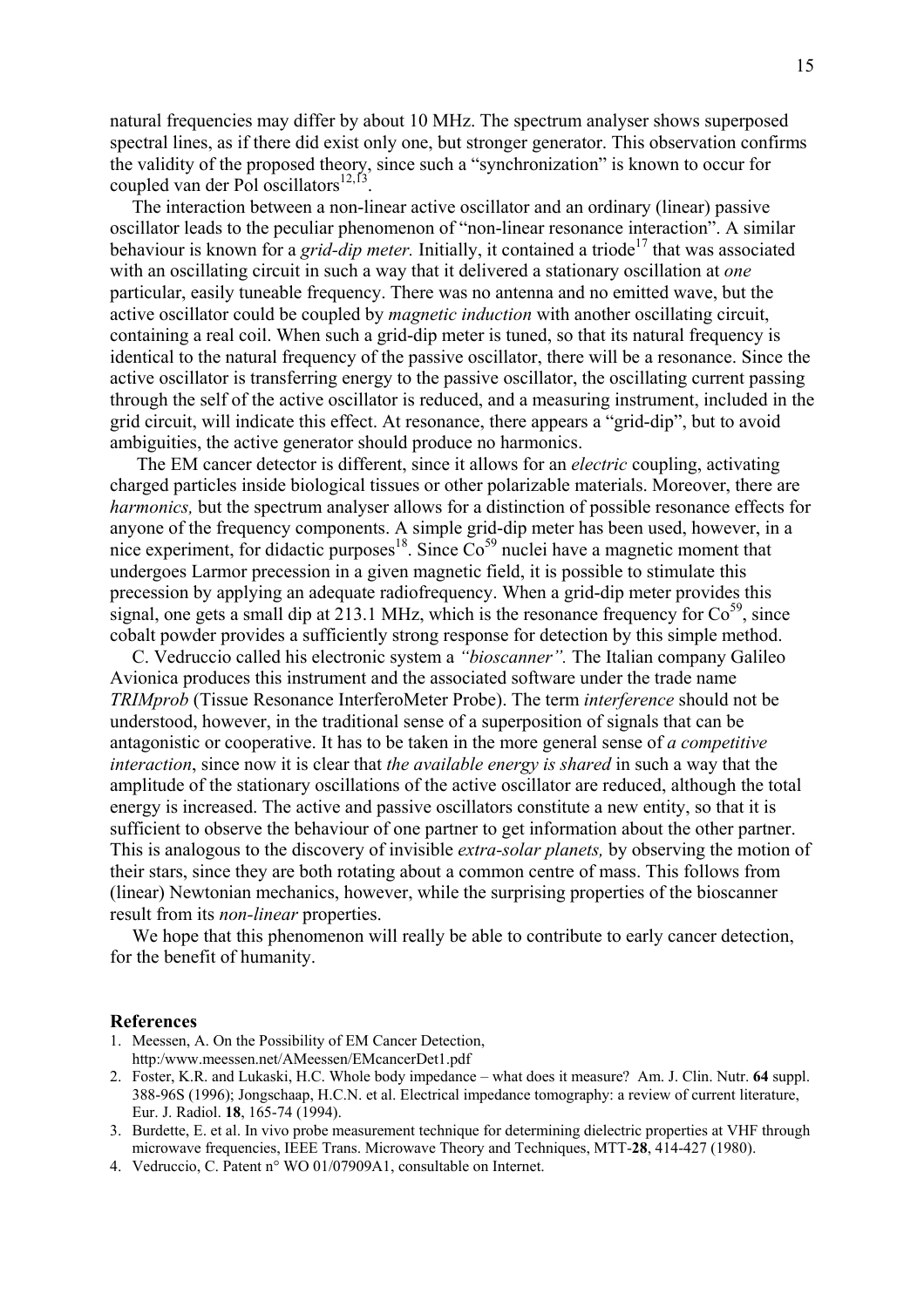natural frequencies may differ by about 10 MHz. The spectrum analyser shows superposed spectral lines, as if there did exist only one, but stronger generator. This observation confirms the validity of the proposed theory, since such a "synchronization" is known to occur for coupled van der Pol oscillators[12,13].

The interaction between a non-linear active oscillator and an ordinary (linear) passive oscillator leads to the peculiar phenomenon of "non-linear resonance interaction". A similar behaviour is known for a *grid-dip meter.* Initially, it contained a triode[17] that was associated with an oscillating circuit in such a way that it delivered a stationary oscillation at *one* particular, easily tuneable frequency. There was no antenna and no emitted wave, but the active oscillator could be coupled by *magnetic induction* with another oscillating circuit, containing a real coil. When such a grid-dip meter is tuned, so that its natural frequency is identical to the natural frequency of the passive oscillator, there will be a resonance. Since the active oscillator is transferring energy to the passive oscillator, the oscillating current passing through the self of the active oscillator is reduced, and a measuring instrument, included in the grid circuit, will indicate this effect. At resonance, there appears a "grid-dip", but to avoid ambiguities, the active generator should produce no harmonics.

The EM cancer detector is different, since it allows for an *electric* coupling, activating charged particles inside biological tissues or other polarizable materials. Moreover, there are *harmonics,* but the spectrum analyser allows for a distinction of possible resonance effects for anyone of the frequency components. A simple grid-dip meter has been used, however, in a nice experiment, for didactic purposes[18]. Since $Co^{59}$ nuclei have a magnetic moment that undergoes Larmor precession in a given magnetic field, it is possible to stimulate this precession by applying an adequate radiofrequency. When a grid-dip meter provides this signal, one gets a small dip at 213.1 MHz, which is the resonance frequency for $Co^{59}$, since cobalt powder provides a sufficiently strong response for detection by this simple method.

C. Vedruccio called his electronic system a *"bioscanner".* The Italian company Galileo Avionica produces this instrument and the associated software under the trade name *TRIMprob* (Tissue Resonance InterferoMeter Probe). The term *interference* should not be understood, however, in the traditional sense of a superposition of signals that can be antagonistic or cooperative. It has to be taken in the more general sense of *a competitive interaction*, since now it is clear that *the available energy is shared* in such a way that the amplitude of the stationary oscillations of the active oscillator are reduced, although the total energy is increased. The active and passive oscillators constitute a new entity, so that it is sufficient to observe the behaviour of one partner to get information about the other partner. This is analogous to the discovery of invisible *extra-solar planets,* by observing the motion of their stars, since they are both rotating about a common centre of mass. This follows from (linear) Newtonian mechanics, however, while the surprising properties of the bioscanner result from its *non-linear* properties.

We hope that this phenomenon will really be able to contribute to early cancer detection, for the benefit of humanity.

## References

1. Meessen, A. On the Possibility of EM Cancer Detection, http:/www.meessen.net/AMeessen/EMcancerDet1.pdf
2. Foster, K.R. and Lukaski, H.C. Whole body impedance – what does it measure? Am. J. Clin. Nutr. **64** suppl. 388-96S (1996); Jongschaap, H.C.N. et al. Electrical impedance tomography: a review of current literature, Eur. J. Radiol. **18**, 165-74 (1994).
3. Burdette, E. et al. In vivo probe measurement technique for determining dielectric properties at VHF through microwave frequencies, IEEE Trans. Microwave Theory and Techniques, MTT-**28**, 414-427 (1980).
4. Vedruccio, C. Patent n° WO 01/07909A1, consultable on Internet.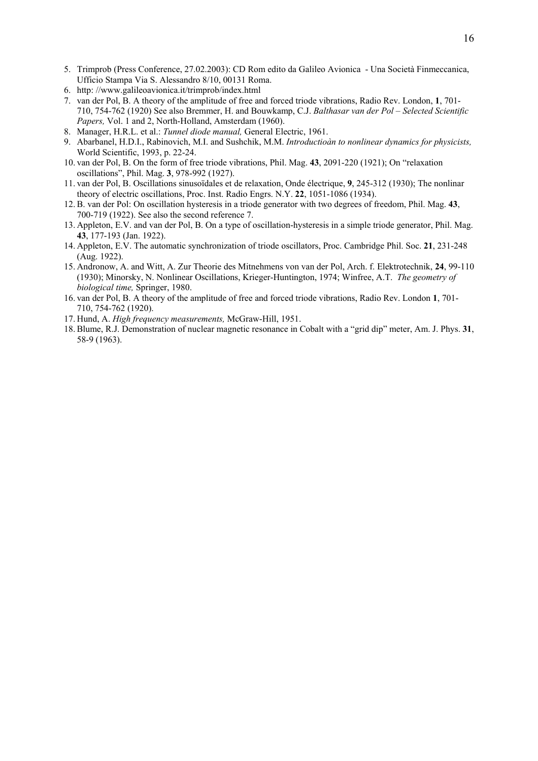5. Trimprob (Press Conference, 27.02.2003): CD Rom edito da Galileo Avionica - Una Società Finmeccanica, Ufficio Stampa Via S. Alessandro 8/10, 00131 Roma.
6. http: //www.galileoavionica.it/trimprob/index.html
7. van der Pol, B. A theory of the amplitude of free and forced triode vibrations, Radio Rev. London, **1**, 701-710, 754-762 (1920) See also Bremmer, H. and Bouwkamp, C.J. *Balthasar van der Pol – Selected Scientific Papers,* Vol. 1 and 2, North-Holland, Amsterdam (1960).
8. Manager, H.R.L. et al.: *Tunnel diode manual,* General Electric, 1961.
9. Abarbanel, H.D.I., Rabinovich, M.I. and Sushchik, M.M. *Introductioàn to nonlinear dynamics for physicists,* World Scientific, 1993, p. 22-24.
10. van der Pol, B. On the form of free triode vibrations, Phil. Mag. **43**, 2091-220 (1921); On "relaxation oscillations", Phil. Mag. **3**, 978-992 (1927).
11. van der Pol, B. Oscillations sinusoïdales et de relaxation, Onde électrique, **9**, 245-312 (1930); The nonlinar theory of electric oscillations, Proc. Inst. Radio Engrs. N.Y. **22**, 1051-1086 (1934).
12. B. van der Pol: On oscillation hysteresis in a triode generator with two degrees of freedom, Phil. Mag. **43**, 700-719 (1922). See also the second reference 7.
13. Appleton, E.V. and van der Pol, B. On a type of oscillation-hysteresis in a simple triode generator, Phil. Mag. **43**, 177-193 (Jan. 1922).
14. Appleton, E.V. The automatic synchronization of triode oscillators, Proc. Cambridge Phil. Soc. **21**, 231-248 (Aug. 1922).
15. Andronow, A. and Witt, A. Zur Theorie des Mitnehmens von van der Pol, Arch. f. Elektrotechnik, **24**, 99-110 (1930); Minorsky, N. Nonlinear Oscillations, Krieger-Huntington, 1974; Winfree, A.T. *The geometry of biological time,* Springer, 1980.
16. van der Pol, B. A theory of the amplitude of free and forced triode vibrations, Radio Rev. London **1**, 701-710, 754-762 (1920).
17. Hund, A. *High frequency measurements,* McGraw-Hill, 1951.
18. Blume, R.J. Demonstration of nuclear magnetic resonance in Cobalt with a "grid dip" meter, Am. J. Phys. **31**, 58-9 (1963).